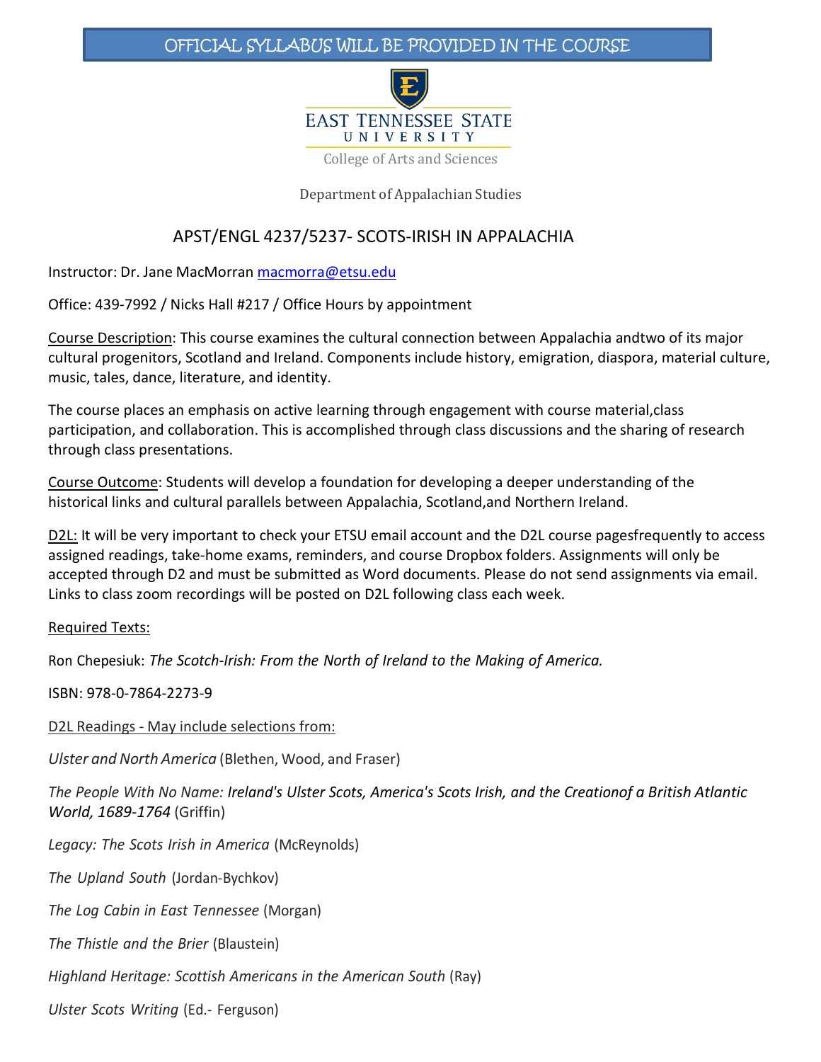OFFICIAL SYLLABUS WILL BE PROVIDED IN THE COURSE

EAST TENNESSEE STATE UNIVERSITY

College of Arts and Sciences

Department of Appalachian Studies

# APST/ENGL 4237/5237- SCOTS-IRISH IN APPALACHIA

Instructor: Dr. Jane MacMorran macmorra@etsu.edu

Office: 439-7992 / Nicks Hall #217 / Office Hours by appointment

Course Description: This course examines the cultural connection between Appalachia andtwo of its major cultural progenitors, Scotland and Ireland. Components include history, emigration, diaspora, material culture, music, tales, dance, literature, and identity.

The course places an emphasis on active learning through engagement with course material,class participation, and collaboration. This is accomplished through class discussions and the sharing of research through class presentations.

Course Outcome: Students will develop a foundation for developing a deeper understanding of the historical links and cultural parallels between Appalachia, Scotland,and Northern Ireland.

D2L: It will be very important to check your ETSU email account and the D2L course pagesfrequently to access assigned readings, take-home exams, reminders, and course Dropbox folders. Assignments will only be accepted through D2 and must be submitted as Word documents. Please do not send assignments via email. Links to class zoom recordings will be posted on D2L following class each week.

Required Texts:

Ron Chepesiuk: *The Scotch-Irish: From the North of Ireland to the Making of America.*

ISBN: 978-0-7864-2273-9

D2L Readings - May include selections from:

*Ulster and North America* (Blethen, Wood, and Fraser)

*The People With No Name: Ireland's Ulster Scots, America's Scots Irish, and the Creationof a British Atlantic World, 1689-1764* (Griffin)

*Legacy: The Scots Irish in America* (McReynolds)

*The Upland South* (Jordan-Bychkov)

*The Log Cabin in East Tennessee* (Morgan)

*The Thistle and the Brier* (Blaustein)

*Highland Heritage: Scottish Americans in the American South* (Ray)

*Ulster Scots Writing* (Ed.- Ferguson)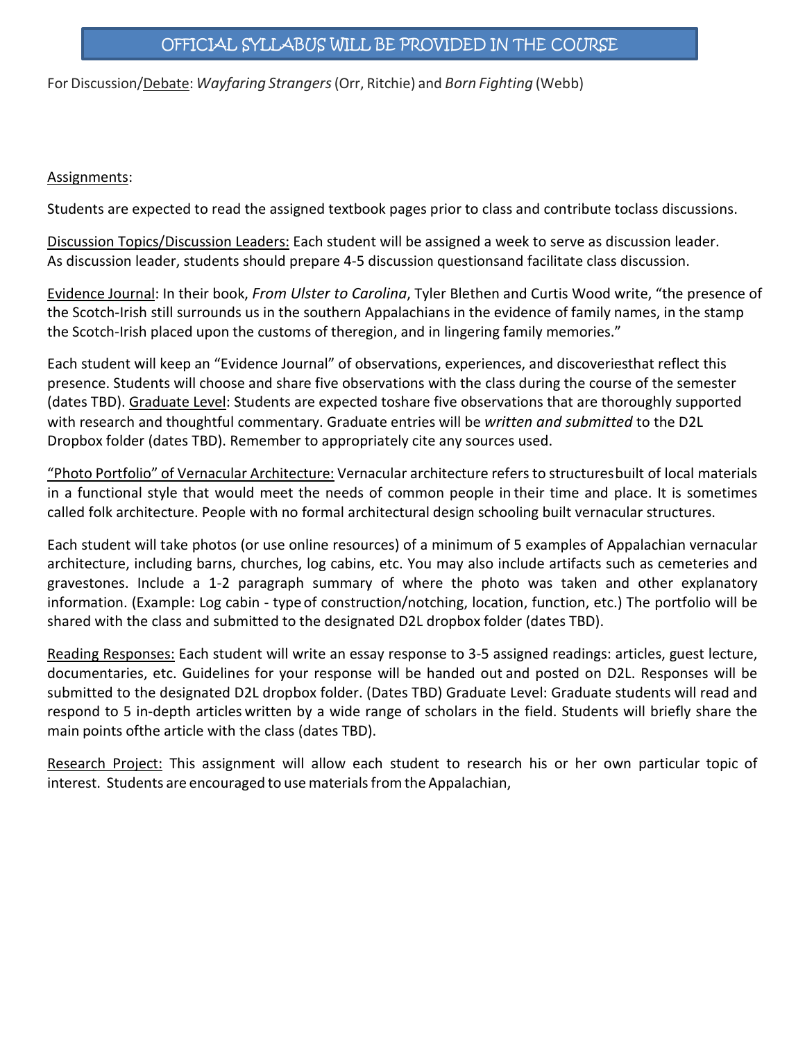OFFICIAL SYLLABUS WILL BE PROVIDED IN THE COURSE

For Discussion/Debate: *Wayfaring Strangers* (Orr, Ritchie) and *Born Fighting* (Webb)

Assignments:

Students are expected to read the assigned textbook pages prior to class and contribute to class discussions.

Discussion Topics/Discussion Leaders: Each student will be assigned a week to serve as discussion leader. As discussion leader, students should prepare 4-5 discussion questions and facilitate class discussion.

Evidence Journal: In their book, *From Ulster to Carolina*, Tyler Blethen and Curtis Wood write, "the presence of the Scotch-Irish still surrounds us in the southern Appalachians in the evidence of family names, in the stamp the Scotch-Irish placed upon the customs of the region, and in lingering family memories."

Each student will keep an "Evidence Journal" of observations, experiences, and discoveries that reflect this presence. Students will choose and share five observations with the class during the course of the semester (dates TBD). Graduate Level: Students are expected to share five observations that are thoroughly supported with research and thoughtful commentary. Graduate entries will be *written and submitted* to the D2L Dropbox folder (dates TBD). Remember to appropriately cite any sources used.

"Photo Portfolio" of Vernacular Architecture: Vernacular architecture refers to structures built of local materials in a functional style that would meet the needs of common people in their time and place. It is sometimes called folk architecture. People with no formal architectural design schooling built vernacular structures.

Each student will take photos (or use online resources) of a minimum of 5 examples of Appalachian vernacular architecture, including barns, churches, log cabins, etc. You may also include artifacts such as cemeteries and gravestones. Include a 1-2 paragraph summary of where the photo was taken and other explanatory information. (Example: Log cabin - type of construction/notching, location, function, etc.) The portfolio will be shared with the class and submitted to the designated D2L dropbox folder (dates TBD).

Reading Responses: Each student will write an essay response to 3-5 assigned readings: articles, guest lecture, documentaries, etc. Guidelines for your response will be handed out and posted on D2L. Responses will be submitted to the designated D2L dropbox folder. (Dates TBD) Graduate Level: Graduate students will read and respond to 5 in-depth articles written by a wide range of scholars in the field. Students will briefly share the main points of the article with the class (dates TBD).

Research Project: This assignment will allow each student to research his or her own particular topic of interest. Students are encouraged to use materials from the Appalachian,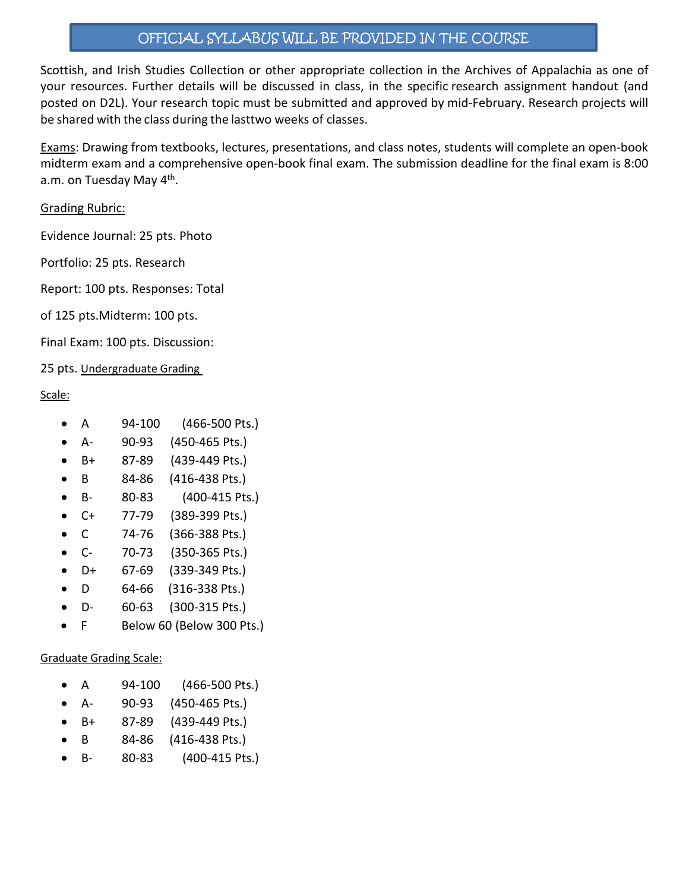OFFICIAL SYLLABUS WILL BE PROVIDED IN THE COURSE

Scottish, and Irish Studies Collection or other appropriate collection in the Archives of Appalachia as one of your resources. Further details will be discussed in class, in the specific research assignment handout (and posted on D2L). Your research topic must be submitted and approved by mid-February. Research projects will be shared with the class during the lasttwo weeks of classes.

Exams: Drawing from textbooks, lectures, presentations, and class notes, students will complete an open-book midterm exam and a comprehensive open-book final exam. The submission deadline for the final exam is 8:00 a.m. on Tuesday May 4th.

Grading Rubric:

Evidence Journal: 25 pts. Photo

Portfolio: 25 pts. Research

Report: 100 pts. Responses: Total

of 125 pts.Midterm: 100 pts.

Final Exam: 100 pts. Discussion:

25 pts. Undergraduate Grading

Scale:

- A 94-100 (466-500 Pts.)
- A- 90-93 (450-465 Pts.)
- B+ 87-89 (439-449 Pts.)
- B 84-86 (416-438 Pts.)
- B- 80-83 (400-415 Pts.)
- C+ 77-79 (389-399 Pts.)
- C 74-76 (366-388 Pts.)
- C- 70-73 (350-365 Pts.)
- D+ 67-69 (339-349 Pts.)
- D 64-66 (316-338 Pts.)
- D- 60-63 (300-315 Pts.)
- F Below 60 (Below 300 Pts.)

Graduate Grading Scale:

- A 94-100 (466-500 Pts.)
- A- 90-93 (450-465 Pts.)
- B+ 87-89 (439-449 Pts.)
- B 84-86 (416-438 Pts.)
- B- 80-83 (400-415 Pts.)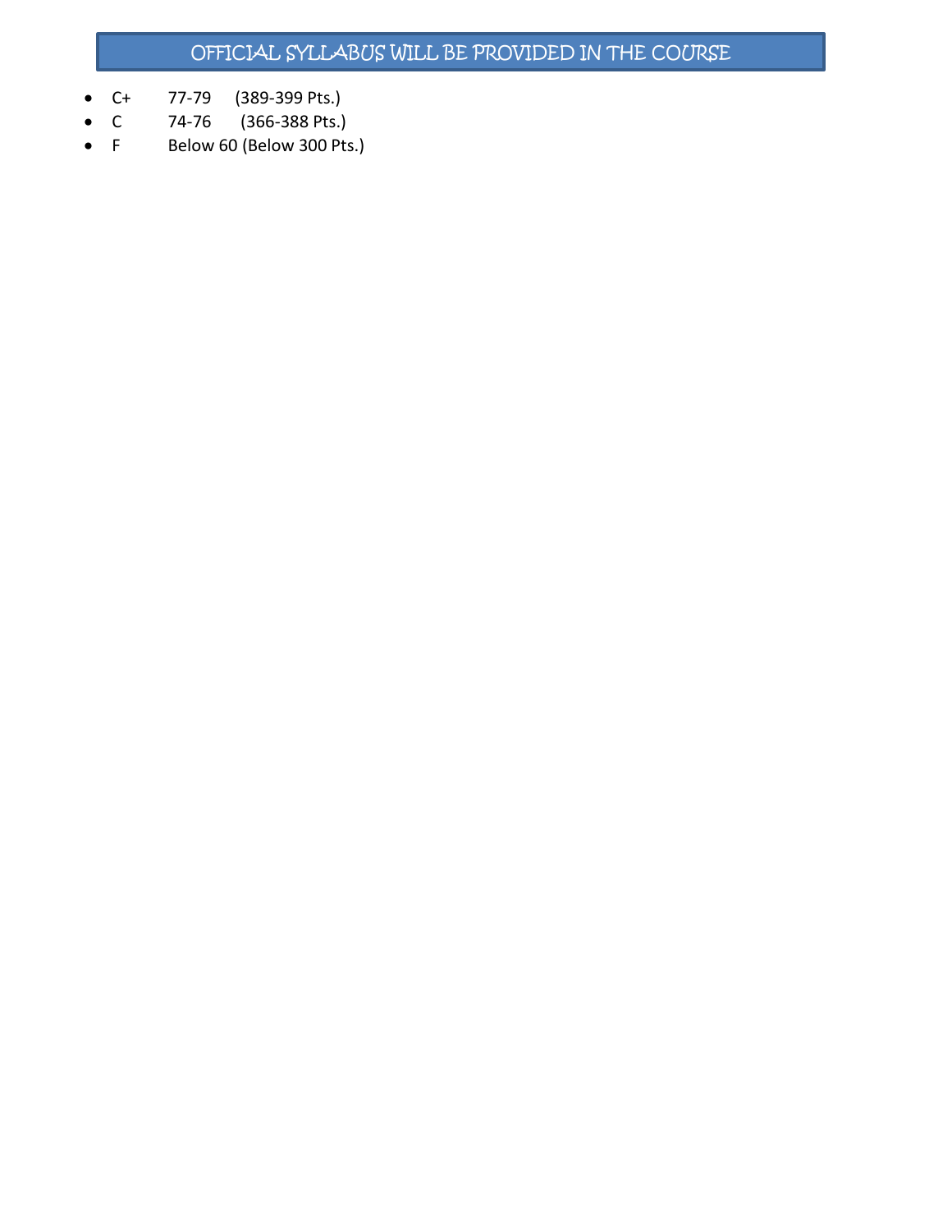## OFFICIAL SYLLABUS WILL BE PROVIDED IN THE COURSE

- C+ 77-79 (389-399 Pts.)
- C 74-76 (366-388 Pts.)
- F Below 60 (Below 300 Pts.)